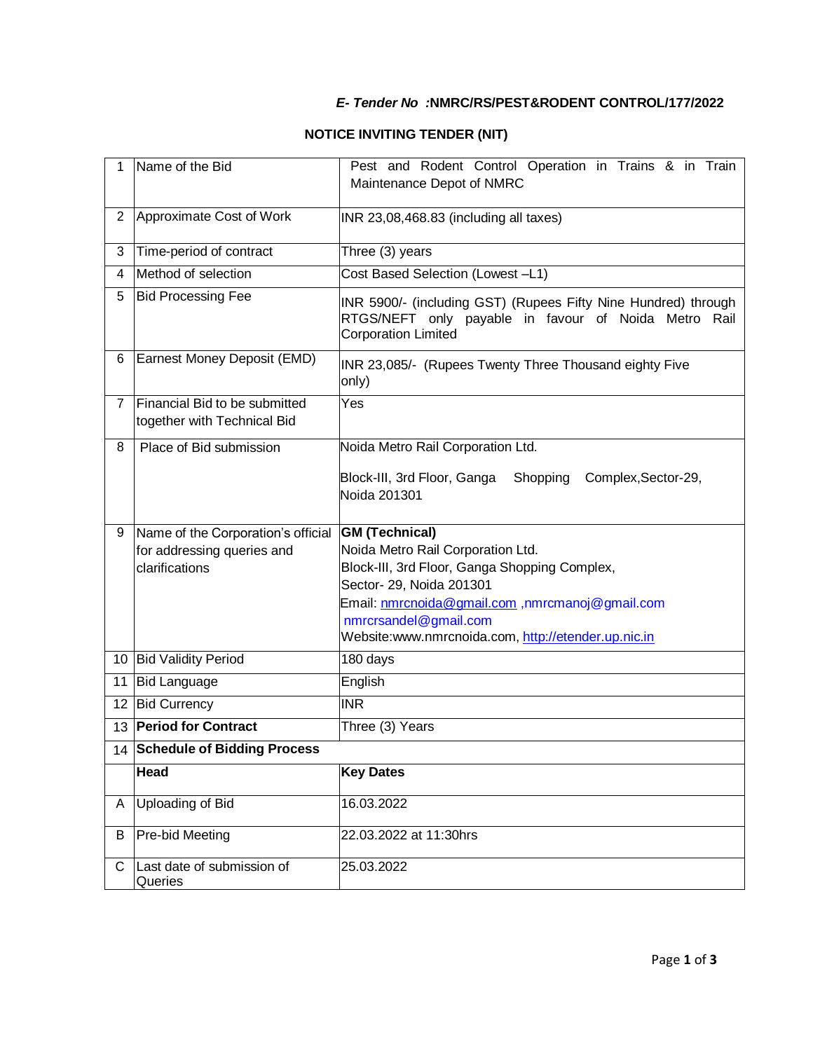***E- Tender No*** **:NMRC/RS/PEST&RODENT CONTROL/177/2022**

## NOTICE INVITING TENDER (NIT)

| | | |
|---|---|---|
| 1 | Name of the Bid | Pest and Rodent Control Operation in Trains & in Train Maintenance Depot of NMRC |
| 2 | Approximate Cost of Work | INR 23,08,468.83 (including all taxes) |
| 3 | Time-period of contract | Three (3) years |
| 4 | Method of selection | Cost Based Selection (Lowest –L1) |
| 5 | Bid Processing Fee | INR 5900/- (including GST) (Rupees Fifty Nine Hundred) through RTGS/NEFT only payable in favour of Noida Metro Rail Corporation Limited |
| 6 | Earnest Money Deposit (EMD) | INR 23,085/- (Rupees Twenty Three Thousand eighty Five only) |
| 7 | Financial Bid to be submitted together with Technical Bid | Yes |
| 8 | Place of Bid submission | Noida Metro Rail Corporation Ltd.<br><br>Block-III, 3rd Floor, Ganga Shopping Complex,Sector-29, Noida 201301 |
| 9 | Name of the Corporation's official for addressing queries and clarifications | **GM (Technical)**<br>Noida Metro Rail Corporation Ltd.<br>Block-III, 3rd Floor, Ganga Shopping Complex,<br>Sector- 29, Noida 201301<br>Email: nmrcnoida@gmail.com ,nmrcmanoj@gmail.com nmrcrsandel@gmail.com<br>Website:www.nmrcnoida.com, http://etender.up.nic.in |
| 10 | Bid Validity Period | 180 days |
| 11 | Bid Language | English |
| 12 | Bid Currency | INR |
| 13 | **Period for Contract** | Three (3) Years |
| 14 | **Schedule of Bidding Process** | |
| | **Head** | **Key Dates** |
| A | Uploading of Bid | 16.03.2022 |
| B | Pre-bid Meeting | 22.03.2022 at 11:30hrs |
| C | Last date of submission of Queries | 25.03.2022 |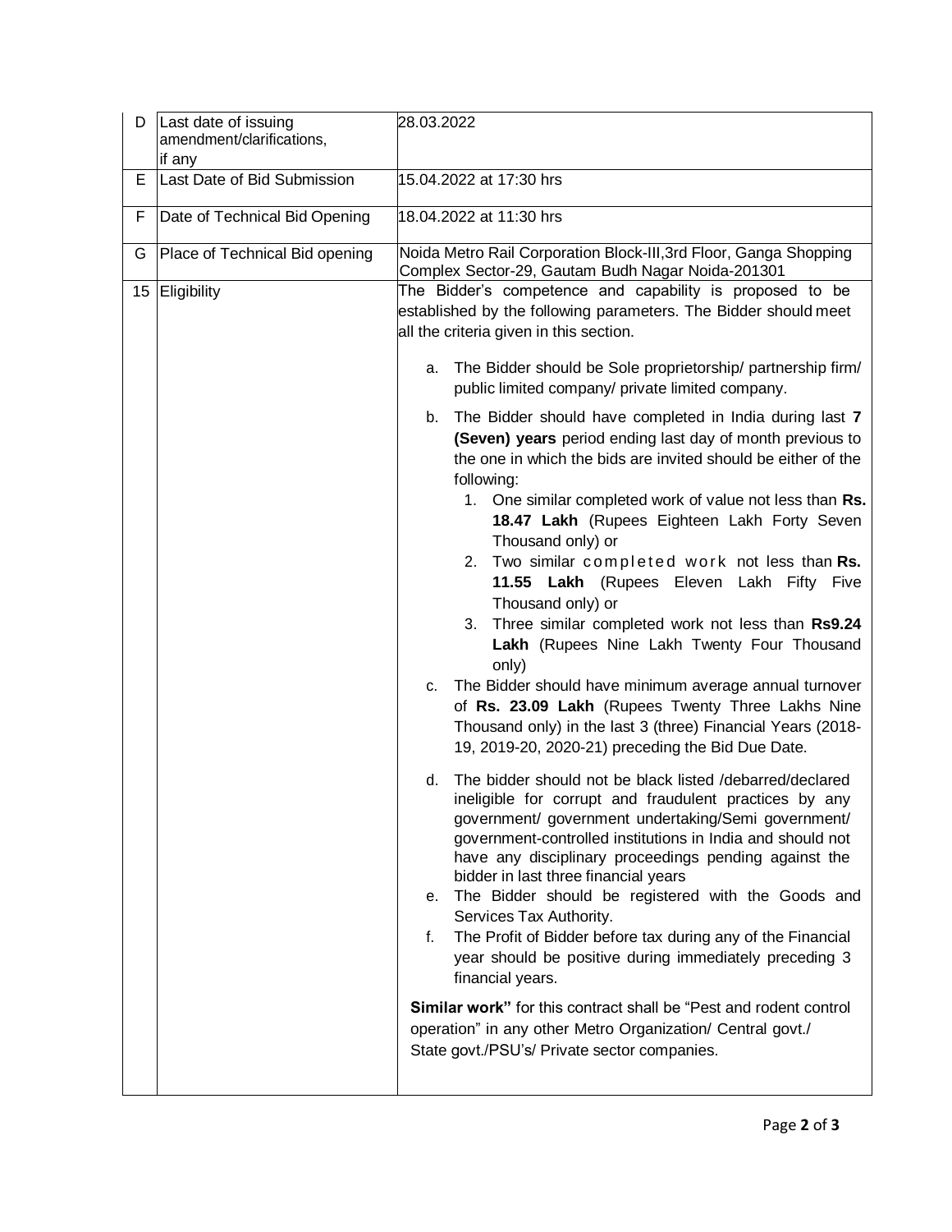| | | |
|---|---|---|
| D | Last date of issuing amendment/clarifications, if any | 28.03.2022 |
| E | Last Date of Bid Submission | 15.04.2022 at 17:30 hrs |
| F | Date of Technical Bid Opening | 18.04.2022 at 11:30 hrs |
| G | Place of Technical Bid opening | Noida Metro Rail Corporation Block-III,3rd Floor, Ganga Shopping Complex Sector-29, Gautam Budh Nagar Noida-201301 |
| 15 | Eligibility | The Bidder's competence and capability is proposed to be established by the following parameters. The Bidder should meet all the criteria given in this section.<br><br>a. The Bidder should be Sole proprietorship/ partnership firm/ public limited company/ private limited company.<br><br>b. The Bidder should have completed in India during last **7 (Seven) years** period ending last day of month previous to the one in which the bids are invited should be either of the following:<br>1. One similar completed work of value not less than **Rs. 18.47 Lakh** (Rupees Eighteen Lakh Forty Seven Thousand only) or<br>2. Two similar completed work not less than **Rs. 11.55 Lakh** (Rupees Eleven Lakh Fifty Five Thousand only) or<br>3. Three similar completed work not less than **Rs9.24 Lakh** (Rupees Nine Lakh Twenty Four Thousand only)<br><br>c. The Bidder should have minimum average annual turnover of **Rs. 23.09 Lakh** (Rupees Twenty Three Lakhs Nine Thousand only) in the last 3 (three) Financial Years (2018-19, 2019-20, 2020-21) preceding the Bid Due Date.<br><br>d. The bidder should not be black listed /debarred/declared ineligible for corrupt and fraudulent practices by any government/ government undertaking/Semi government/ government-controlled institutions in India and should not have any disciplinary proceedings pending against the bidder in last three financial years<br><br>e. The Bidder should be registered with the Goods and Services Tax Authority.<br><br>f. The Profit of Bidder before tax during any of the Financial year should be positive during immediately preceding 3 financial years.<br><br>**Similar work"** for this contract shall be "Pest and rodent control operation" in any other Metro Organization/ Central govt./ State govt./PSU's/ Private sector companies. |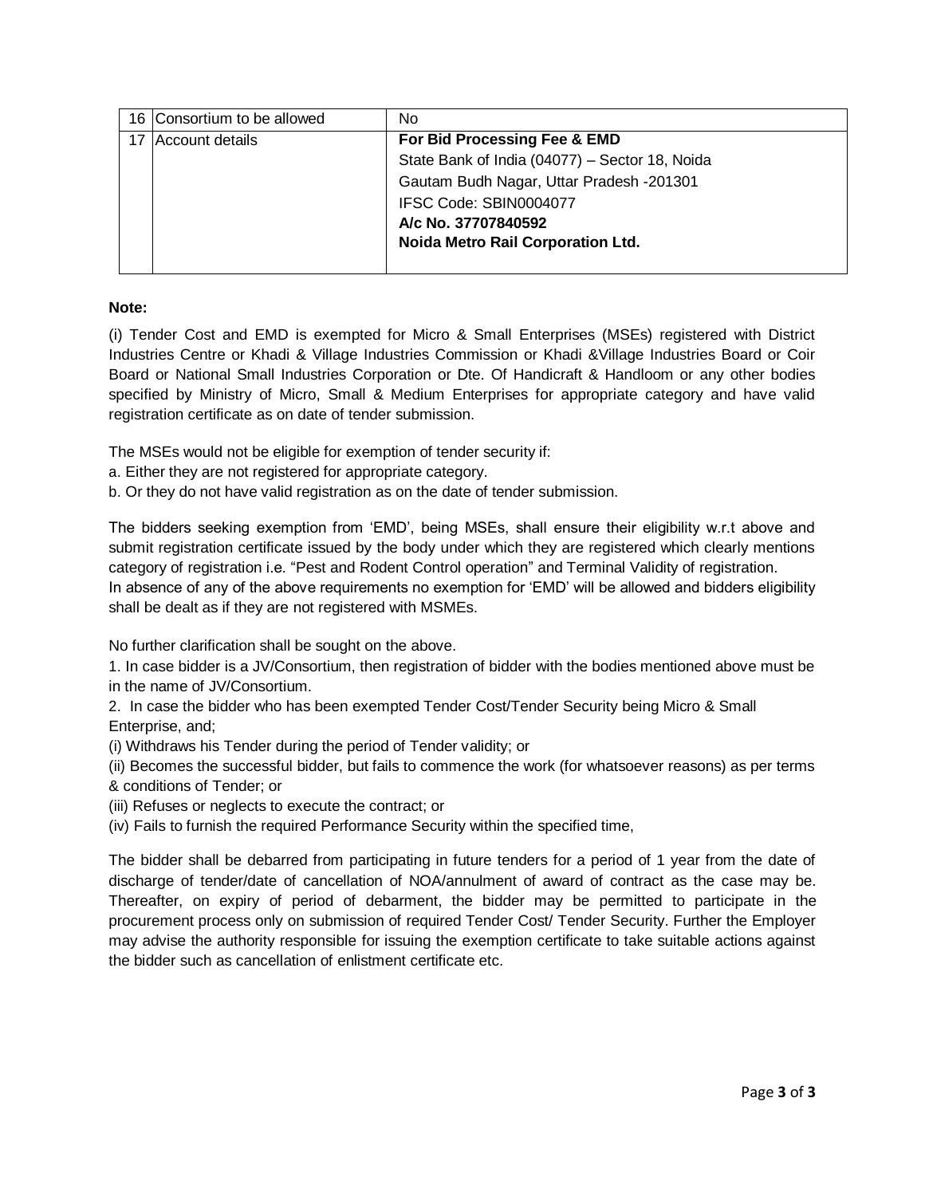| | | |
|---|---|---|
| 16 | Consortium to be allowed | No |
| 17 | Account details | **For Bid Processing Fee & EMD**<br>State Bank of India (04077) – Sector 18, Noida<br>Gautam Budh Nagar, Uttar Pradesh -201301<br>IFSC Code: SBIN0004077<br>**A/c No. 37707840592**<br>**Noida Metro Rail Corporation Ltd.** |

**Note:**

(i) Tender Cost and EMD is exempted for Micro & Small Enterprises (MSEs) registered with District Industries Centre or Khadi & Village Industries Commission or Khadi &Village Industries Board or Coir Board or National Small Industries Corporation or Dte. Of Handicraft & Handloom or any other bodies specified by Ministry of Micro, Small & Medium Enterprises for appropriate category and have valid registration certificate as on date of tender submission.

The MSEs would not be eligible for exemption of tender security if:

a. Either they are not registered for appropriate category.

b. Or they do not have valid registration as on the date of tender submission.

The bidders seeking exemption from 'EMD', being MSEs, shall ensure their eligibility w.r.t above and submit registration certificate issued by the body under which they are registered which clearly mentions category of registration i.e. "Pest and Rodent Control operation" and Terminal Validity of registration. In absence of any of the above requirements no exemption for 'EMD' will be allowed and bidders eligibility shall be dealt as if they are not registered with MSMEs.

No further clarification shall be sought on the above.

1. In case bidder is a JV/Consortium, then registration of bidder with the bodies mentioned above must be in the name of JV/Consortium.

2. In case the bidder who has been exempted Tender Cost/Tender Security being Micro & Small Enterprise, and;

(i) Withdraws his Tender during the period of Tender validity; or

(ii) Becomes the successful bidder, but fails to commence the work (for whatsoever reasons) as per terms & conditions of Tender; or

(iii) Refuses or neglects to execute the contract; or

(iv) Fails to furnish the required Performance Security within the specified time,

The bidder shall be debarred from participating in future tenders for a period of 1 year from the date of discharge of tender/date of cancellation of NOA/annulment of award of contract as the case may be. Thereafter, on expiry of period of debarment, the bidder may be permitted to participate in the procurement process only on submission of required Tender Cost/ Tender Security. Further the Employer may advise the authority responsible for issuing the exemption certificate to take suitable actions against the bidder such as cancellation of enlistment certificate etc.